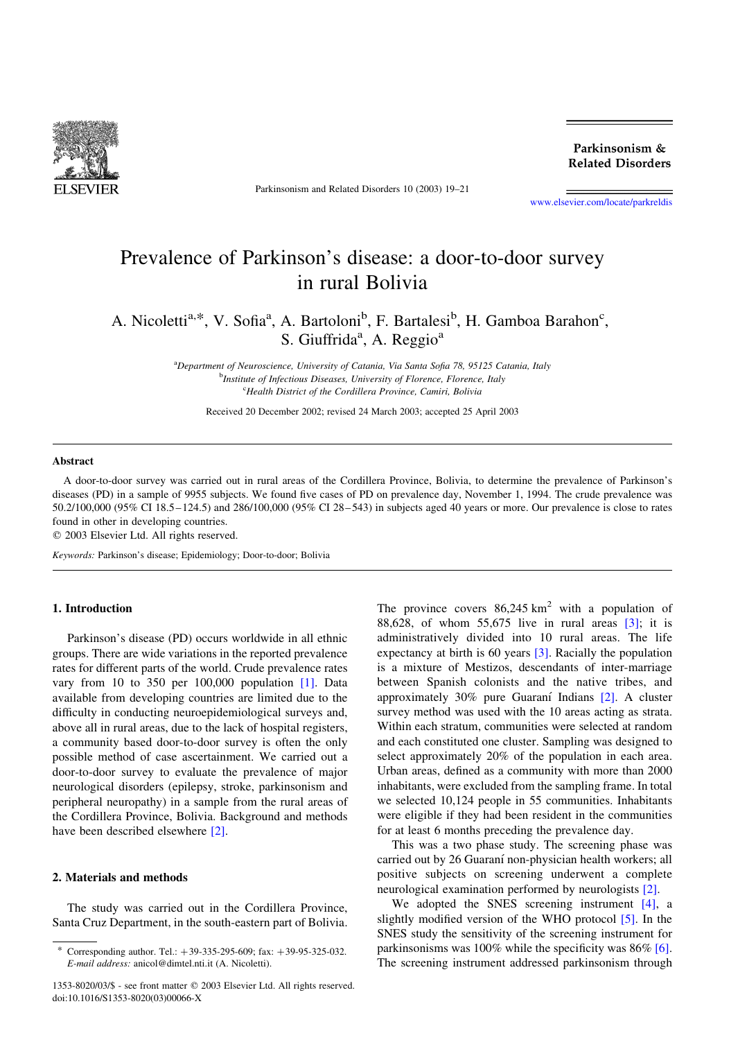# Prevalence of Parkinson's disease: a door-to-door survey in rural Bolivia

A. Nicoletti[a,*], V. Sofia[a], A. Bartoloni[b], F. Bartalesi[b], H. Gamboa Barahon[c], S. Giuffrida[a], A. Reggio[a]

[a]Department of Neuroscience, University of Catania, Via Santa Sofia 78, 95125 Catania, Italy
[b]Institute of Infectious Diseases, University of Florence, Florence, Italy
[c]Health District of the Cordillera Province, Camiri, Bolivia

Received 20 December 2002; revised 24 March 2003; accepted 25 April 2003

## Abstract

A door-to-door survey was carried out in rural areas of the Cordillera Province, Bolivia, to determine the prevalence of Parkinson's diseases (PD) in a sample of 9955 subjects. We found five cases of PD on prevalence day, November 1, 1994. The crude prevalence was 50.2/100,000 (95% CI 18.5–124.5) and 286/100,000 (95% CI 28–543) in subjects aged 40 years or more. Our prevalence is close to rates found in other in developing countries.

© 2003 Elsevier Ltd. All rights reserved.

*Keywords:* Parkinson's disease; Epidemiology; Door-to-door; Bolivia

## 1. Introduction

Parkinson's disease (PD) occurs worldwide in all ethnic groups. There are wide variations in the reported prevalence rates for different parts of the world. Crude prevalence rates vary from 10 to 350 per 100,000 population [1]. Data available from developing countries are limited due to the difficulty in conducting neuroepidemiological surveys and, above all in rural areas, due to the lack of hospital registers, a community based door-to-door survey is often the only possible method of case ascertainment. We carried out a door-to-door survey to evaluate the prevalence of major neurological disorders (epilepsy, stroke, parkinsonism and peripheral neuropathy) in a sample from the rural areas of the Cordillera Province, Bolivia. Background and methods have been described elsewhere [2].

## 2. Materials and methods

The study was carried out in the Cordillera Province, Santa Cruz Department, in the south-eastern part of Bolivia. The province covers 86,245 km$^2$ with a population of 88,628, of whom 55,675 live in rural areas [3]; it is administratively divided into 10 rural areas. The life expectancy at birth is 60 years [3]. Racially the population is a mixture of Mestizos, descendants of inter-marriage between Spanish colonists and the native tribes, and approximately 30% pure Guaraní Indians [2]. A cluster survey method was used with the 10 areas acting as strata. Within each stratum, communities were selected at random and each constituted one cluster. Sampling was designed to select approximately 20% of the population in each area. Urban areas, defined as a community with more than 2000 inhabitants, were excluded from the sampling frame. In total we selected 10,124 people in 55 communities. Inhabitants were eligible if they had been resident in the communities for at least 6 months preceding the prevalence day.

This was a two phase study. The screening phase was carried out by 26 Guaraní non-physician health workers; all positive subjects on screening underwent a complete neurological examination performed by neurologists [2].

We adopted the SNES screening instrument [4], a slightly modified version of the WHO protocol [5]. In the SNES study the sensitivity of the screening instrument for parkinsonisms was 100% while the specificity was 86% [6]. The screening instrument addressed parkinsonism through

* Corresponding author. Tel.: +39-335-295-609; fax: +39-95-325-032. *E-mail address:* anicol@dimtel.nti.it (A. Nicoletti).

1353-8020/03/$ - see front matter © 2003 Elsevier Ltd. All rights reserved.
doi:10.1016/S1353-8020(03)00066-X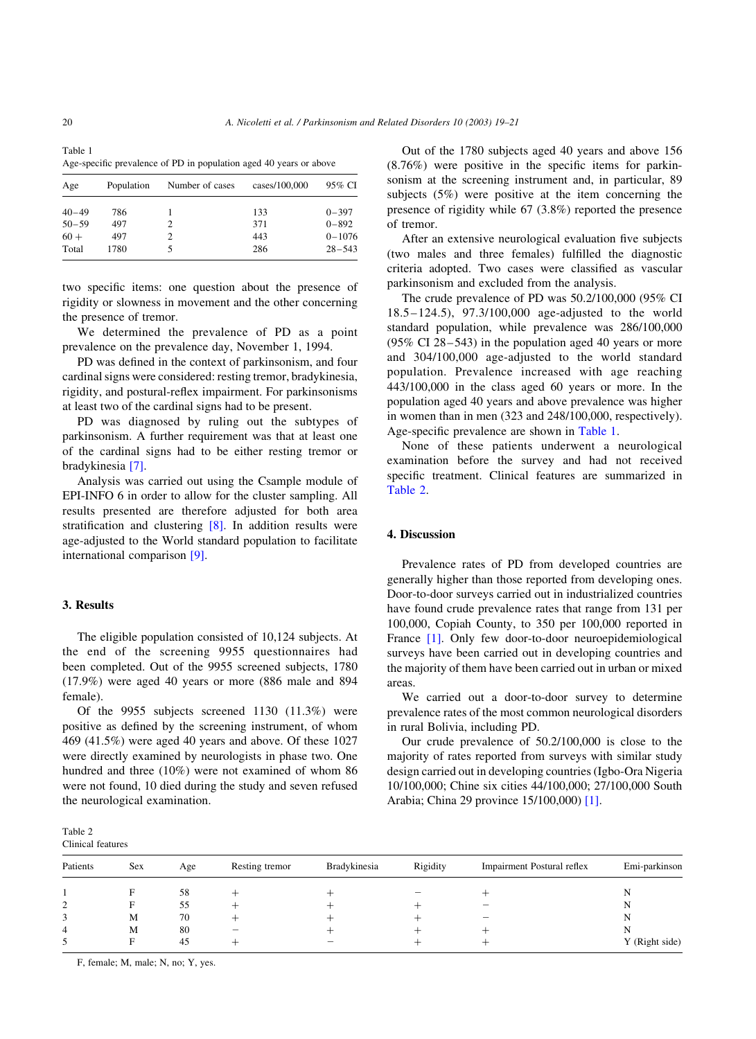Table 1
Age-specific prevalence of PD in population aged 40 years or above

| Age | Population | Number of cases | cases/100,000 | 95% CI |
|---|---|---|---|---|
| 40–49 | 786 | 1 | 133 | 0–397 |
| 50–59 | 497 | 2 | 371 | 0–892 |
| 60 + | 497 | 2 | 443 | 0–1076 |
| Total | 1780 | 5 | 286 | 28–543 |

two specific items: one question about the presence of rigidity or slowness in movement and the other concerning the presence of tremor.

We determined the prevalence of PD as a point prevalence on the prevalence day, November 1, 1994.

PD was defined in the context of parkinsonism, and four cardinal signs were considered: resting tremor, bradykinesia, rigidity, and postural-reflex impairment. For parkinsonisms at least two of the cardinal signs had to be present.

PD was diagnosed by ruling out the subtypes of parkinsonism. A further requirement was that at least one of the cardinal signs had to be either resting tremor or bradykinesia [7].

Analysis was carried out using the Csample module of EPI-INFO 6 in order to allow for the cluster sampling. All results presented are therefore adjusted for both area stratification and clustering [8]. In addition results were age-adjusted to the World standard population to facilitate international comparison [9].

## 3. Results

The eligible population consisted of 10,124 subjects. At the end of the screening 9955 questionnaires had been completed. Out of the 9955 screened subjects, 1780 (17.9%) were aged 40 years or more (886 male and 894 female).

Of the 9955 subjects screened 1130 (11.3%) were positive as defined by the screening instrument, of whom 469 (41.5%) were aged 40 years and above. Of these 1027 were directly examined by neurologists in phase two. One hundred and three (10%) were not examined of whom 86 were not found, 10 died during the study and seven refused the neurological examination.

Out of the 1780 subjects aged 40 years and above 156 (8.76%) were positive in the specific items for parkinsonism at the screening instrument and, in particular, 89 subjects (5%) were positive at the item concerning the presence of rigidity while 67 (3.8%) reported the presence of tremor.

After an extensive neurological evaluation five subjects (two males and three females) fulfilled the diagnostic criteria adopted. Two cases were classified as vascular parkinsonism and excluded from the analysis.

The crude prevalence of PD was 50.2/100,000 (95% CI 18.5–124.5), 97.3/100,000 age-adjusted to the world standard population, while prevalence was 286/100,000 (95% CI 28–543) in the population aged 40 years or more and 304/100,000 age-adjusted to the world standard population. Prevalence increased with age reaching 443/100,000 in the class aged 60 years or more. In the population aged 40 years and above prevalence was higher in women than in men (323 and 248/100,000, respectively). Age-specific prevalence are shown in Table 1.

None of these patients underwent a neurological examination before the survey and had not received specific treatment. Clinical features are summarized in Table 2.

## 4. Discussion

Prevalence rates of PD from developed countries are generally higher than those reported from developing ones. Door-to-door surveys carried out in industrialized countries have found crude prevalence rates that range from 131 per 100,000, Copiah County, to 350 per 100,000 reported in France [1]. Only few door-to-door neuroepidemiological surveys have been carried out in developing countries and the majority of them have been carried out in urban or mixed areas.

We carried out a door-to-door survey to determine prevalence rates of the most common neurological disorders in rural Bolivia, including PD.

Our crude prevalence of 50.2/100,000 is close to the majority of rates reported from surveys with similar study design carried out in developing countries (Igbo-Ora Nigeria 10/100,000; Chine six cities 44/100,000; 27/100,000 South Arabia; China 29 province 15/100,000) [1].

Table 2
Clinical features

| Patients | Sex | Age | Resting tremor | Bradykinesia | Rigidity | Impairment Postural reflex | Emi-parkinson |
|---|---|---|---|---|---|---|---|
| 1 | F | 58 | + | + | − | + | N |
| 2 | F | 55 | + | + | + | − | N |
| 3 | M | 70 | + | + | + | − | N |
| 4 | M | 80 | − | + | + | + | N |
| 5 | F | 45 | + | − | + | + | Y (Right side) |

F, female; M, male; N, no; Y, yes.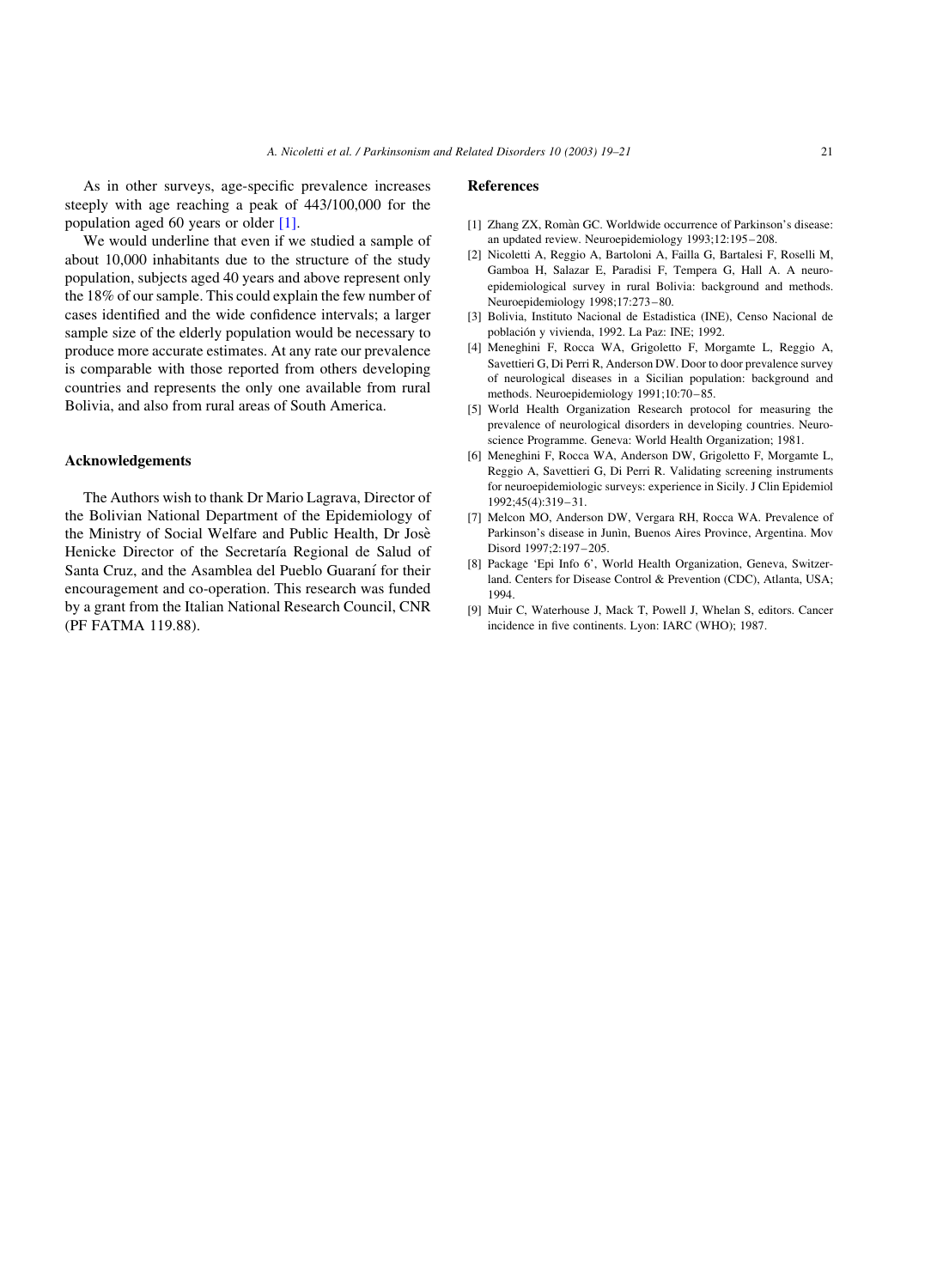As in other surveys, age-specific prevalence increases steeply with age reaching a peak of 443/100,000 for the population aged 60 years or older [1].

We would underline that even if we studied a sample of about 10,000 inhabitants due to the structure of the study population, subjects aged 40 years and above represent only the 18% of our sample. This could explain the few number of cases identified and the wide confidence intervals; a larger sample size of the elderly population would be necessary to produce more accurate estimates. At any rate our prevalence is comparable with those reported from others developing countries and represents the only one available from rural Bolivia, and also from rural areas of South America.

## Acknowledgements

The Authors wish to thank Dr Mario Lagrava, Director of the Bolivian National Department of the Epidemiology of the Ministry of Social Welfare and Public Health, Dr Josè Henicke Director of the Secretaría Regional de Salud of Santa Cruz, and the Asamblea del Pueblo Guaraní for their encouragement and co-operation. This research was funded by a grant from the Italian National Research Council, CNR (PF FATMA 119.88).

## References

[1] Zhang ZX, Romàn GC. Worldwide occurrence of Parkinson's disease: an updated review. Neuroepidemiology 1993;12:195–208.

[2] Nicoletti A, Reggio A, Bartoloni A, Failla G, Bartalesi F, Roselli M, Gamboa H, Salazar E, Paradisi F, Tempera G, Hall A. A neuroepidemiological survey in rural Bolivia: background and methods. Neuroepidemiology 1998;17:273–80.

[3] Bolivia, Instituto Nacional de Estadistica (INE), Censo Nacional de población y vivienda, 1992. La Paz: INE; 1992.

[4] Meneghini F, Rocca WA, Grigoletto F, Morgamte L, Reggio A, Savettieri G, Di Perri R, Anderson DW. Door to door prevalence survey of neurological diseases in a Sicilian population: background and methods. Neuroepidemiology 1991;10:70–85.

[5] World Health Organization Research protocol for measuring the prevalence of neurological disorders in developing countries. Neuroscience Programme. Geneva: World Health Organization; 1981.

[6] Meneghini F, Rocca WA, Anderson DW, Grigoletto F, Morgamte L, Reggio A, Savettieri G, Di Perri R. Validating screening instruments for neuroepidemiologic surveys: experience in Sicily. J Clin Epidemiol 1992;45(4):319–31.

[7] Melcon MO, Anderson DW, Vergara RH, Rocca WA. Prevalence of Parkinson's disease in Junìn, Buenos Aires Province, Argentina. Mov Disord 1997;2:197–205.

[8] Package 'Epi Info 6', World Health Organization, Geneva, Switzerland. Centers for Disease Control & Prevention (CDC), Atlanta, USA; 1994.

[9] Muir C, Waterhouse J, Mack T, Powell J, Whelan S, editors. Cancer incidence in five continents. Lyon: IARC (WHO); 1987.